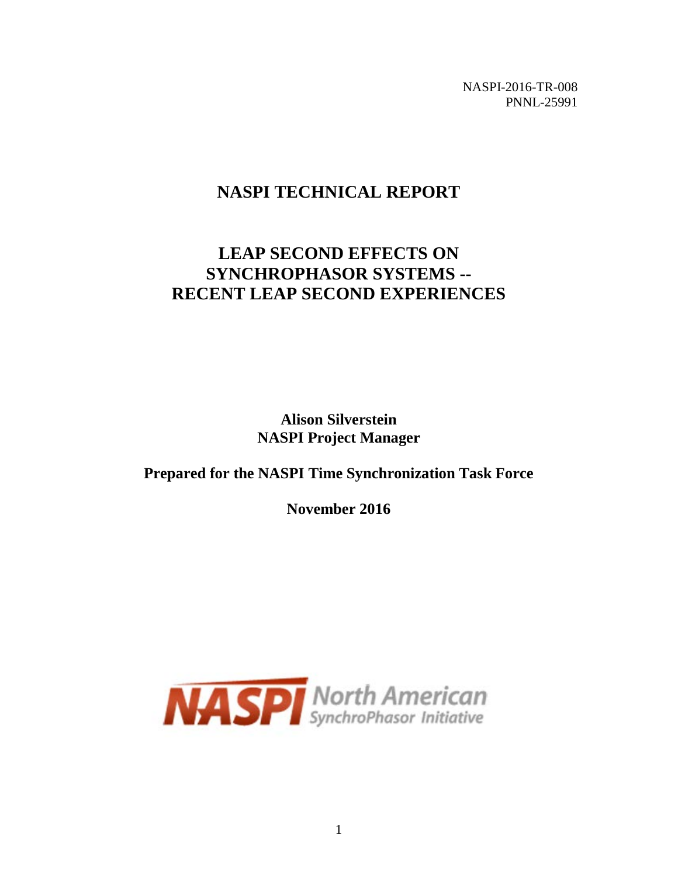NASPI-2016-TR-008
PNNL-25991

# NASPI TECHNICAL REPORT

# LEAP SECOND EFFECTS ON SYNCHROPHASOR SYSTEMS -- RECENT LEAP SECOND EXPERIENCES

**Alison Silverstein**
**NASPI Project Manager**

**Prepared for the NASPI Time Synchronization Task Force**

**November 2016**

NASPI North American SynchroPhasor Initiative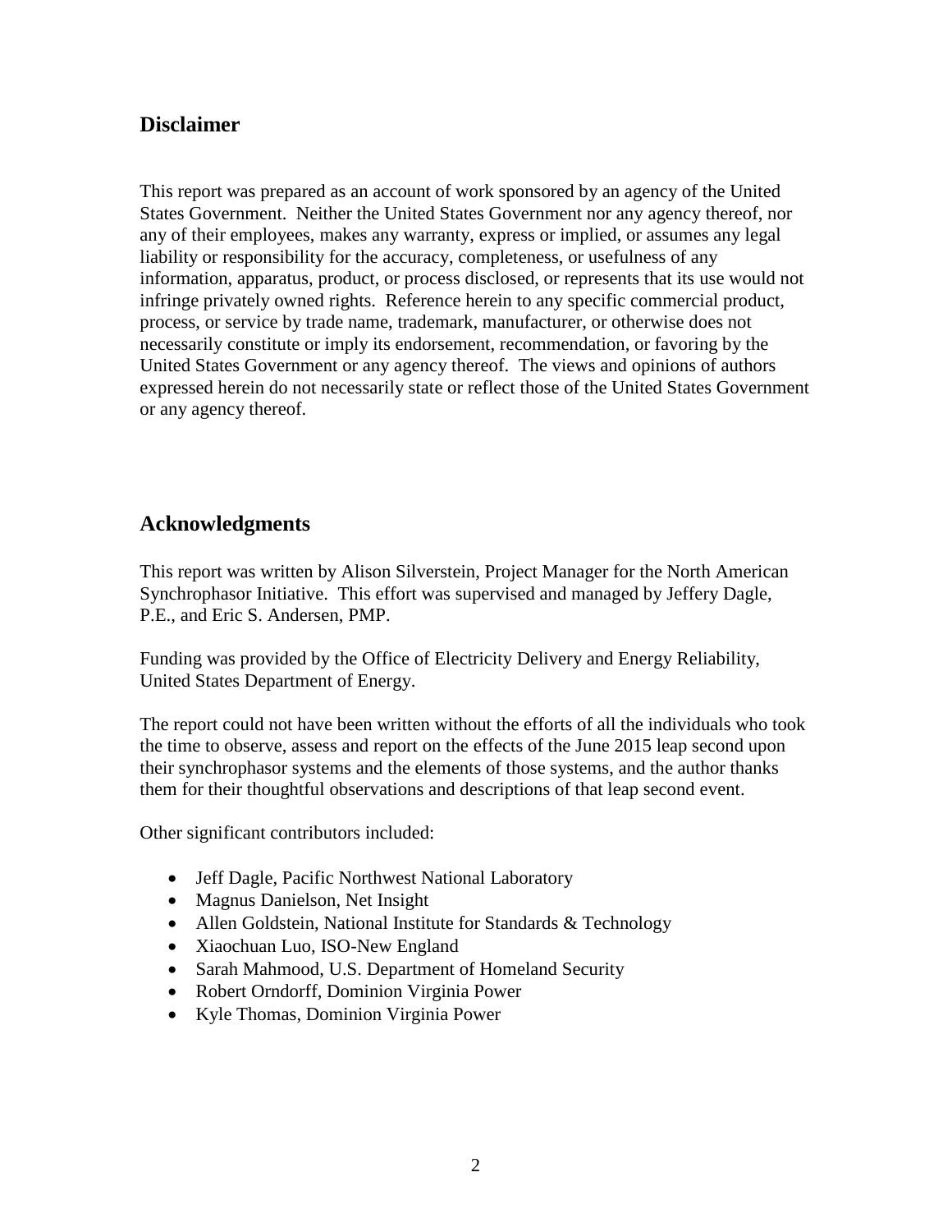## Disclaimer

This report was prepared as an account of work sponsored by an agency of the United States Government. Neither the United States Government nor any agency thereof, nor any of their employees, makes any warranty, express or implied, or assumes any legal liability or responsibility for the accuracy, completeness, or usefulness of any information, apparatus, product, or process disclosed, or represents that its use would not infringe privately owned rights. Reference herein to any specific commercial product, process, or service by trade name, trademark, manufacturer, or otherwise does not necessarily constitute or imply its endorsement, recommendation, or favoring by the United States Government or any agency thereof. The views and opinions of authors expressed herein do not necessarily state or reflect those of the United States Government or any agency thereof.

## Acknowledgments

This report was written by Alison Silverstein, Project Manager for the North American Synchrophasor Initiative. This effort was supervised and managed by Jeffery Dagle, P.E., and Eric S. Andersen, PMP.

Funding was provided by the Office of Electricity Delivery and Energy Reliability, United States Department of Energy.

The report could not have been written without the efforts of all the individuals who took the time to observe, assess and report on the effects of the June 2015 leap second upon their synchrophasor systems and the elements of those systems, and the author thanks them for their thoughtful observations and descriptions of that leap second event.

Other significant contributors included:

- Jeff Dagle, Pacific Northwest National Laboratory
- Magnus Danielson, Net Insight
- Allen Goldstein, National Institute for Standards & Technology
- Xiaochuan Luo, ISO-New England
- Sarah Mahmood, U.S. Department of Homeland Security
- Robert Orndorff, Dominion Virginia Power
- Kyle Thomas, Dominion Virginia Power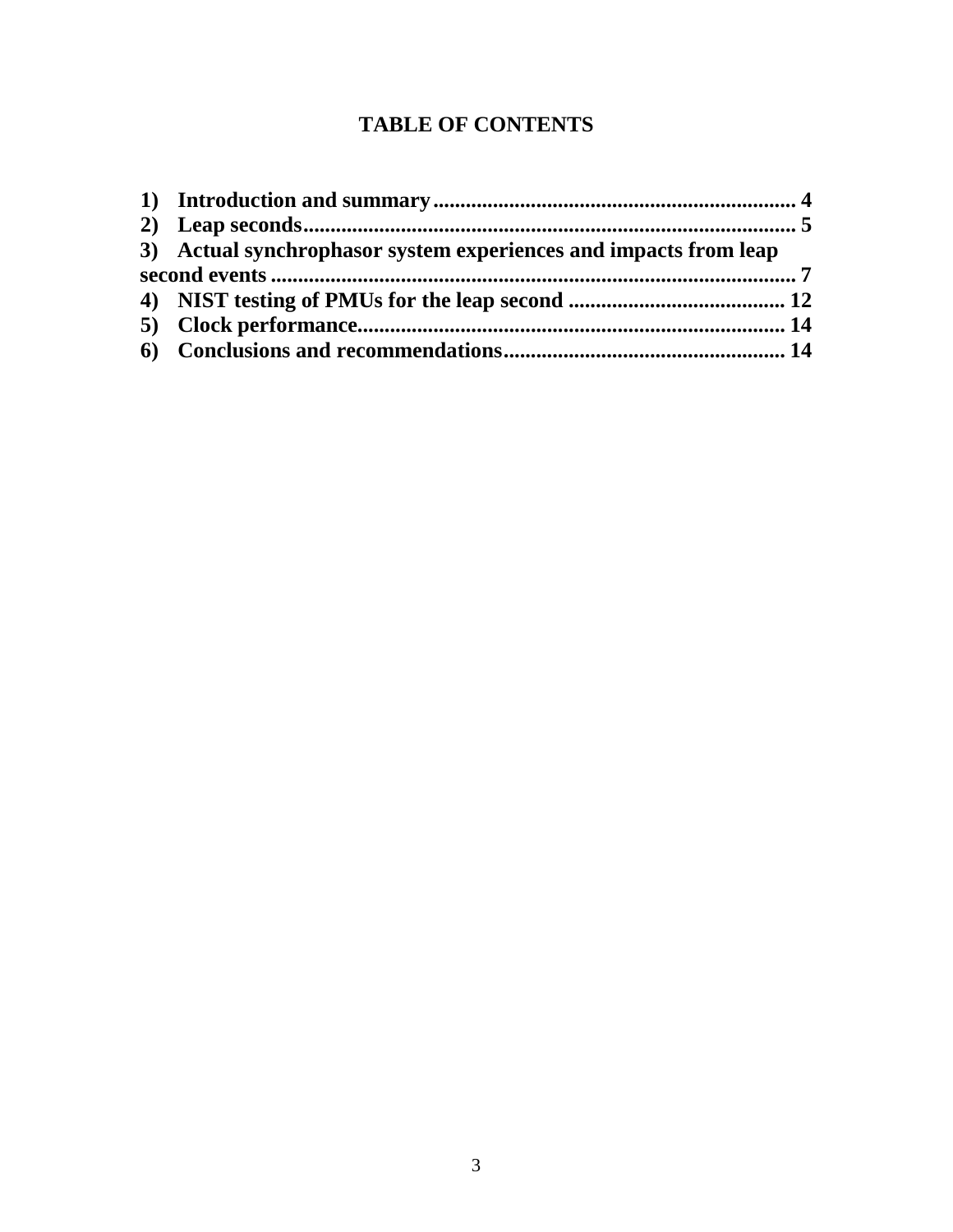# TABLE OF CONTENTS

**1) Introduction and summary .................................................................. 4**

**2) Leap seconds ......................................................................................... 5**

**3) Actual synchrophasor system experiences and impacts from leap second events ................................................................................................. 7**

**4) NIST testing of PMUs for the leap second ........................................ 12**

**5) Clock performance .............................................................................. 14**

**6) Conclusions and recommendations .................................................... 14**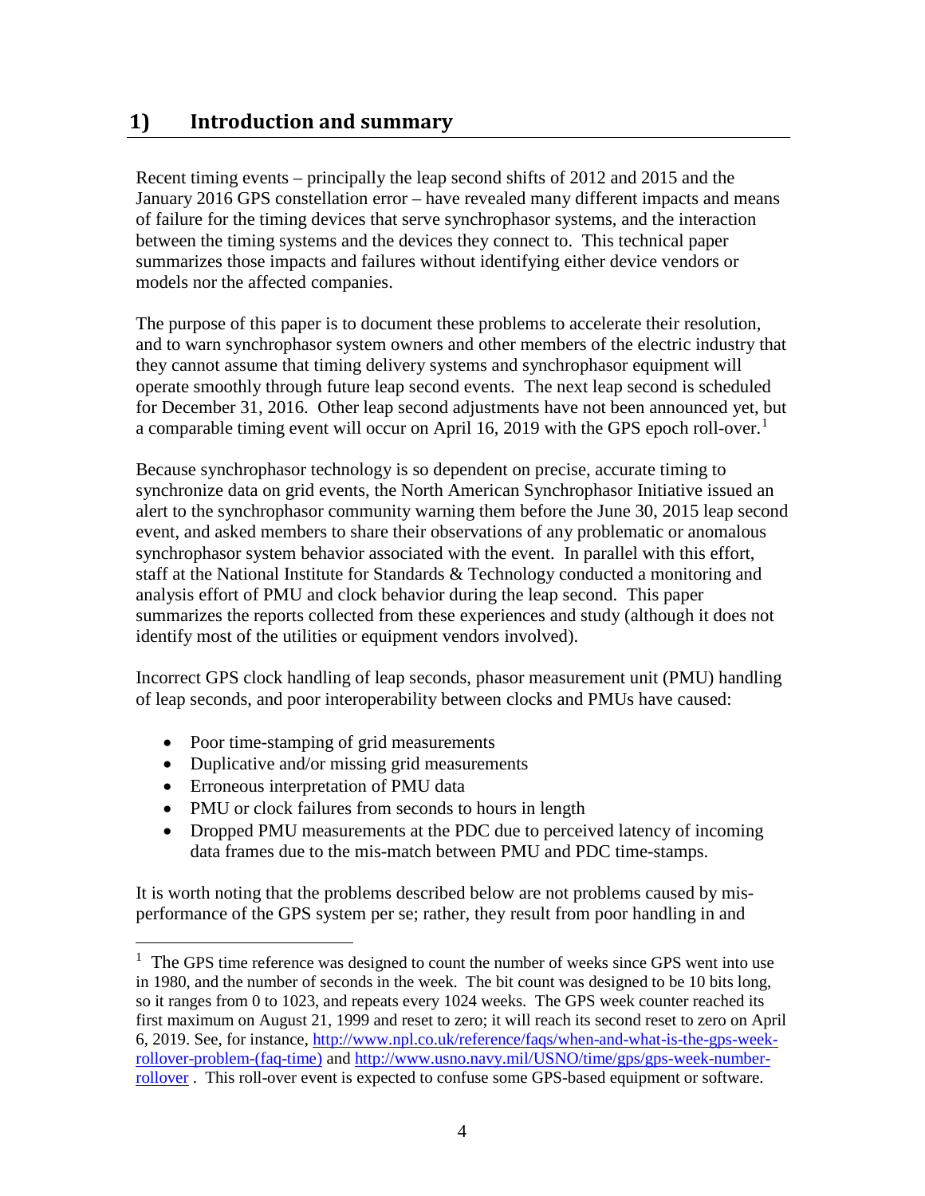## 1) Introduction and summary

Recent timing events – principally the leap second shifts of 2012 and 2015 and the January 2016 GPS constellation error – have revealed many different impacts and means of failure for the timing devices that serve synchrophasor systems, and the interaction between the timing systems and the devices they connect to. This technical paper summarizes those impacts and failures without identifying either device vendors or models nor the affected companies.

The purpose of this paper is to document these problems to accelerate their resolution, and to warn synchrophasor system owners and other members of the electric industry that they cannot assume that timing delivery systems and synchrophasor equipment will operate smoothly through future leap second events. The next leap second is scheduled for December 31, 2016. Other leap second adjustments have not been announced yet, but a comparable timing event will occur on April 16, 2019 with the GPS epoch roll-over.[1]

Because synchrophasor technology is so dependent on precise, accurate timing to synchronize data on grid events, the North American Synchrophasor Initiative issued an alert to the synchrophasor community warning them before the June 30, 2015 leap second event, and asked members to share their observations of any problematic or anomalous synchrophasor system behavior associated with the event. In parallel with this effort, staff at the National Institute for Standards & Technology conducted a monitoring and analysis effort of PMU and clock behavior during the leap second. This paper summarizes the reports collected from these experiences and study (although it does not identify most of the utilities or equipment vendors involved).

Incorrect GPS clock handling of leap seconds, phasor measurement unit (PMU) handling of leap seconds, and poor interoperability between clocks and PMUs have caused:

- Poor time-stamping of grid measurements
- Duplicative and/or missing grid measurements
- Erroneous interpretation of PMU data
- PMU or clock failures from seconds to hours in length
- Dropped PMU measurements at the PDC due to perceived latency of incoming data frames due to the mis-match between PMU and PDC time-stamps.

It is worth noting that the problems described below are not problems caused by mis-performance of the GPS system per se; rather, they result from poor handling in and

[1] The GPS time reference was designed to count the number of weeks since GPS went into use in 1980, and the number of seconds in the week. The bit count was designed to be 10 bits long, so it ranges from 0 to 1023, and repeats every 1024 weeks. The GPS week counter reached its first maximum on August 21, 1999 and reset to zero; it will reach its second reset to zero on April 6, 2019. See, for instance, http://www.npl.co.uk/reference/faqs/when-and-what-is-the-gps-week-rollover-problem-(faq-time) and http://www.usno.navy.mil/USNO/time/gps/gps-week-number-rollover . This roll-over event is expected to confuse some GPS-based equipment or software.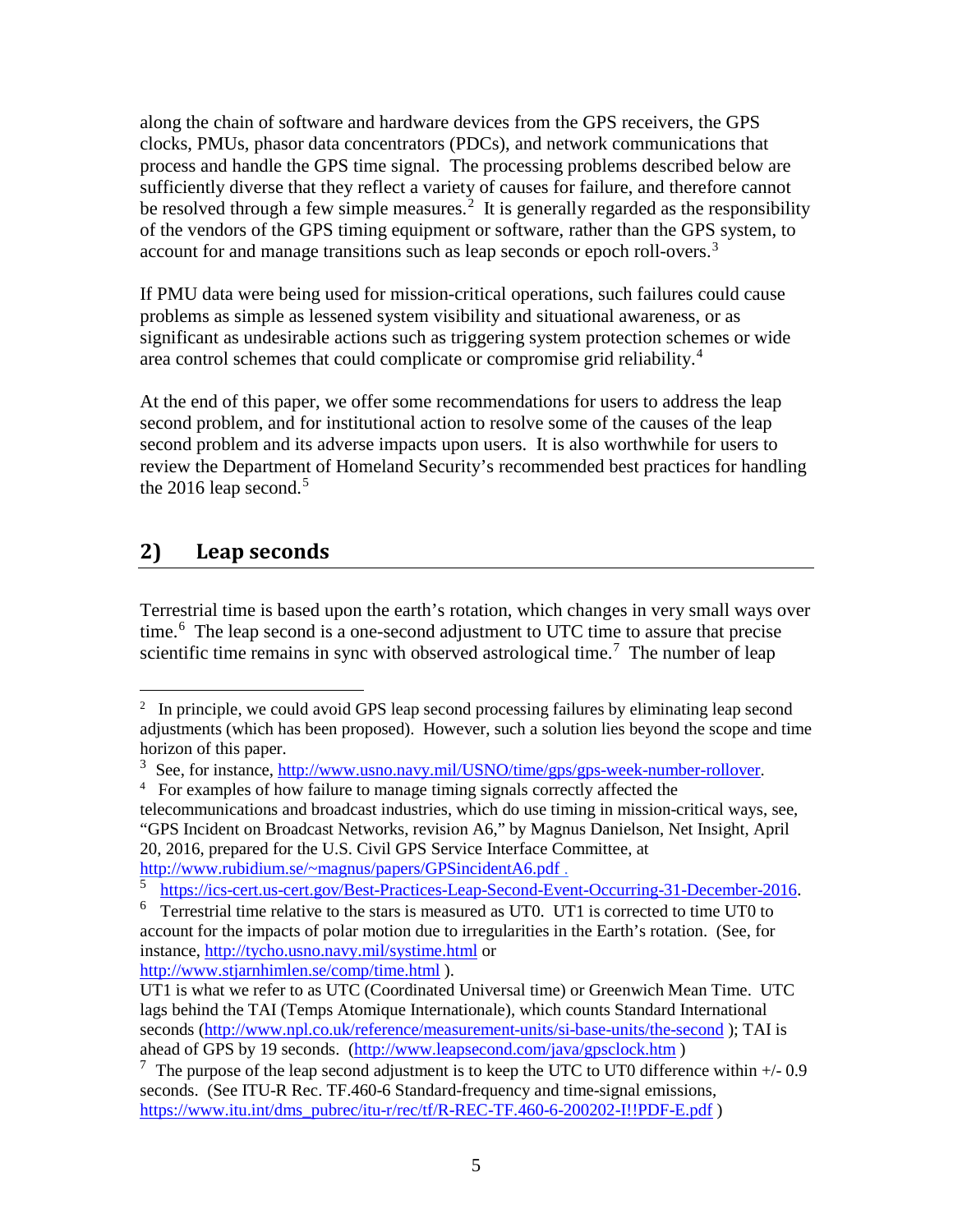along the chain of software and hardware devices from the GPS receivers, the GPS clocks, PMUs, phasor data concentrators (PDCs), and network communications that process and handle the GPS time signal. The processing problems described below are sufficiently diverse that they reflect a variety of causes for failure, and therefore cannot be resolved through a few simple measures.[2] It is generally regarded as the responsibility of the vendors of the GPS timing equipment or software, rather than the GPS system, to account for and manage transitions such as leap seconds or epoch roll-overs.[3]

If PMU data were being used for mission-critical operations, such failures could cause problems as simple as lessened system visibility and situational awareness, or as significant as undesirable actions such as triggering system protection schemes or wide area control schemes that could complicate or compromise grid reliability.[4]

At the end of this paper, we offer some recommendations for users to address the leap second problem, and for institutional action to resolve some of the causes of the leap second problem and its adverse impacts upon users. It is also worthwhile for users to review the Department of Homeland Security's recommended best practices for handling the 2016 leap second.[5]

## 2) Leap seconds

Terrestrial time is based upon the earth's rotation, which changes in very small ways over time.[6] The leap second is a one-second adjustment to UTC time to assure that precise scientific time remains in sync with observed astrological time.[7] The number of leap

---

[2] In principle, we could avoid GPS leap second processing failures by eliminating leap second adjustments (which has been proposed). However, such a solution lies beyond the scope and time horizon of this paper.

[3] See, for instance, http://www.usno.navy.mil/USNO/time/gps/gps-week-number-rollover.

[4] For examples of how failure to manage timing signals correctly affected the telecommunications and broadcast industries, which do use timing in mission-critical ways, see, "GPS Incident on Broadcast Networks, revision A6," by Magnus Danielson, Net Insight, April 20, 2016, prepared for the U.S. Civil GPS Service Interface Committee, at http://www.rubidium.se/~magnus/papers/GPSincidentA6.pdf .

[5] https://ics-cert.us-cert.gov/Best-Practices-Leap-Second-Event-Occurring-31-December-2016.

[6] Terrestrial time relative to the stars is measured as UT0. UT1 is corrected to time UT0 to account for the impacts of polar motion due to irregularities in the Earth's rotation. (See, for instance, http://tycho.usno.navy.mil/systime.html or http://www.stjarnhimlen.se/comp/time.html ).
UT1 is what we refer to as UTC (Coordinated Universal time) or Greenwich Mean Time. UTC lags behind the TAI (Temps Atomique Internationale), which counts Standard International seconds (http://www.npl.co.uk/reference/measurement-units/si-base-units/the-second ); TAI is ahead of GPS by 19 seconds. (http://www.leapsecond.com/java/gpsclock.htm )

[7] The purpose of the leap second adjustment is to keep the UTC to UT0 difference within +/- 0.9 seconds. (See ITU-R Rec. TF.460-6 Standard-frequency and time-signal emissions, https://www.itu.int/dms_pubrec/itu-r/rec/tf/R-REC-TF.460-6-200202-I!!PDF-E.pdf )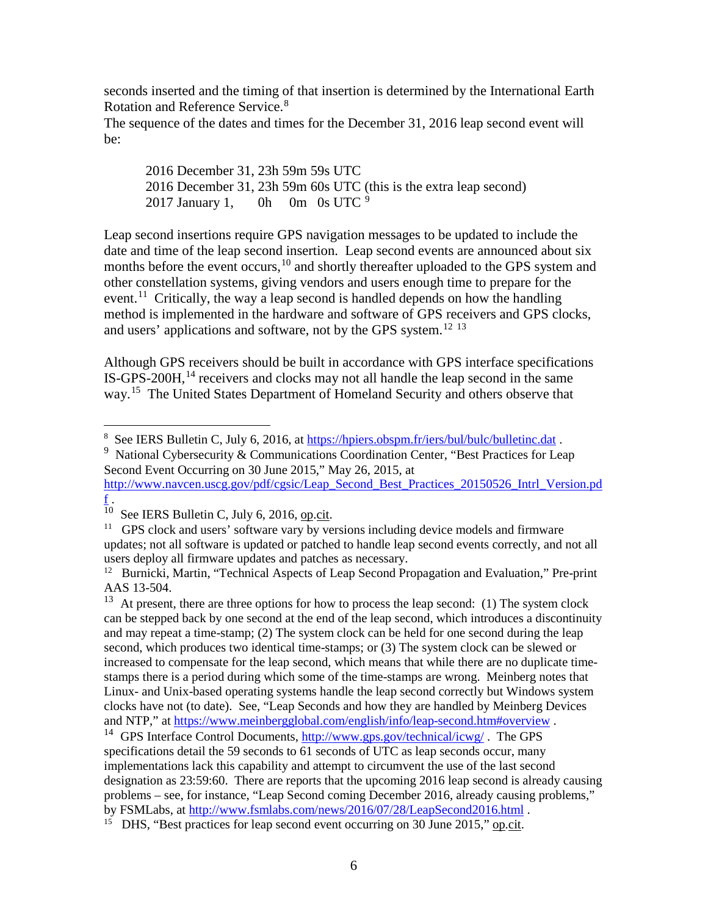seconds inserted and the timing of that insertion is determined by the International Earth Rotation and Reference Service.[8]

The sequence of the dates and times for the December 31, 2016 leap second event will be:

> 2016 December 31, 23h 59m 59s UTC
> 2016 December 31, 23h 59m 60s UTC (this is the extra leap second)
> 2017 January 1, 0h 0m 0s UTC [9]

Leap second insertions require GPS navigation messages to be updated to include the date and time of the leap second insertion. Leap second events are announced about six months before the event occurs,[10] and shortly thereafter uploaded to the GPS system and other constellation systems, giving vendors and users enough time to prepare for the event.[11] Critically, the way a leap second is handled depends on how the handling method is implemented in the hardware and software of GPS receivers and GPS clocks, and users' applications and software, not by the GPS system.[12] [13]

Although GPS receivers should be built in accordance with GPS interface specifications IS-GPS-200H,[14] receivers and clocks may not all handle the leap second in the same way.[15] The United States Department of Homeland Security and others observe that

---

[8] See IERS Bulletin C, July 6, 2016, at https://hpiers.obspm.fr/iers/bul/bulc/bulletinc.dat .

[9] National Cybersecurity & Communications Coordination Center, "Best Practices for Leap Second Event Occurring on 30 June 2015," May 26, 2015, at http://www.navcen.uscg.gov/pdf/cgsic/Leap_Second_Best_Practices_20150526_Intrl_Version.pdf .

[10] See IERS Bulletin C, July 6, 2016, op.cit.

[11] GPS clock and users' software vary by versions including device models and firmware updates; not all software is updated or patched to handle leap second events correctly, and not all users deploy all firmware updates and patches as necessary.

[12] Burnicki, Martin, "Technical Aspects of Leap Second Propagation and Evaluation," Pre-print AAS 13-504.

[13] At present, there are three options for how to process the leap second: (1) The system clock can be stepped back by one second at the end of the leap second, which introduces a discontinuity and may repeat a time-stamp; (2) The system clock can be held for one second during the leap second, which produces two identical time-stamps; or (3) The system clock can be slewed or increased to compensate for the leap second, which means that while there are no duplicate time-stamps there is a period during which some of the time-stamps are wrong. Meinberg notes that Linux- and Unix-based operating systems handle the leap second correctly but Windows system clocks have not (to date). See, "Leap Seconds and how they are handled by Meinberg Devices and NTP," at https://www.meinbergglobal.com/english/info/leap-second.htm#overview .

[14] GPS Interface Control Documents, http://www.gps.gov/technical/icwg/ . The GPS specifications detail the 59 seconds to 61 seconds of UTC as leap seconds occur, many implementations lack this capability and attempt to circumvent the use of the last second designation as 23:59:60. There are reports that the upcoming 2016 leap second is already causing problems – see, for instance, "Leap Second coming December 2016, already causing problems," by FSMLabs, at http://www.fsmlabs.com/news/2016/07/28/LeapSecond2016.html .

[15] DHS, "Best practices for leap second event occurring on 30 June 2015," op.cit.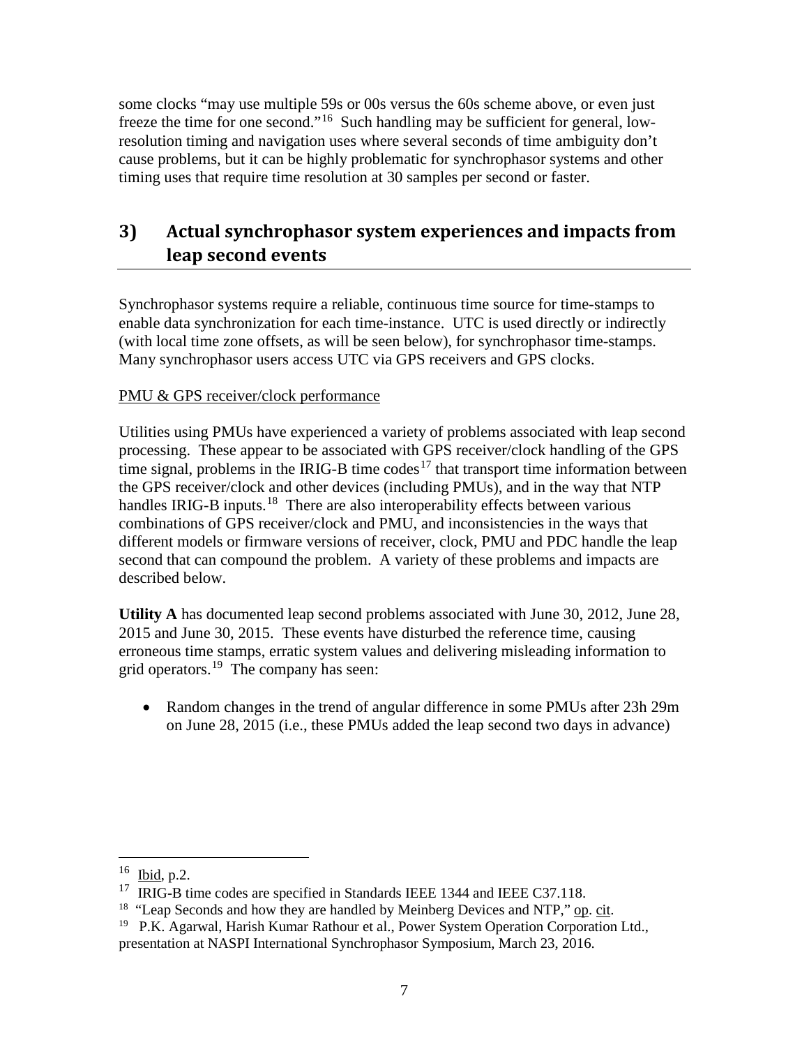some clocks "may use multiple 59s or 00s versus the 60s scheme above, or even just freeze the time for one second."[16] Such handling may be sufficient for general, low-resolution timing and navigation uses where several seconds of time ambiguity don't cause problems, but it can be highly problematic for synchrophasor systems and other timing uses that require time resolution at 30 samples per second or faster.

## 3) Actual synchrophasor system experiences and impacts from leap second events

Synchrophasor systems require a reliable, continuous time source for time-stamps to enable data synchronization for each time-instance. UTC is used directly or indirectly (with local time zone offsets, as will be seen below), for synchrophasor time-stamps. Many synchrophasor users access UTC via GPS receivers and GPS clocks.

PMU & GPS receiver/clock performance

Utilities using PMUs have experienced a variety of problems associated with leap second processing. These appear to be associated with GPS receiver/clock handling of the GPS time signal, problems in the IRIG-B time codes[17] that transport time information between the GPS receiver/clock and other devices (including PMUs), and in the way that NTP handles IRIG-B inputs.[18] There are also interoperability effects between various combinations of GPS receiver/clock and PMU, and inconsistencies in the ways that different models or firmware versions of receiver, clock, PMU and PDC handle the leap second that can compound the problem. A variety of these problems and impacts are described below.

**Utility A** has documented leap second problems associated with June 30, 2012, June 28, 2015 and June 30, 2015. These events have disturbed the reference time, causing erroneous time stamps, erratic system values and delivering misleading information to grid operators.[19] The company has seen:

- Random changes in the trend of angular difference in some PMUs after 23h 29m on June 28, 2015 (i.e., these PMUs added the leap second two days in advance)

---

[16] Ibid, p.2.

[17] IRIG-B time codes are specified in Standards IEEE 1344 and IEEE C37.118.

[18] "Leap Seconds and how they are handled by Meinberg Devices and NTP," op. cit.

[19] P.K. Agarwal, Harish Kumar Rathour et al., Power System Operation Corporation Ltd., presentation at NASPI International Synchrophasor Symposium, March 23, 2016.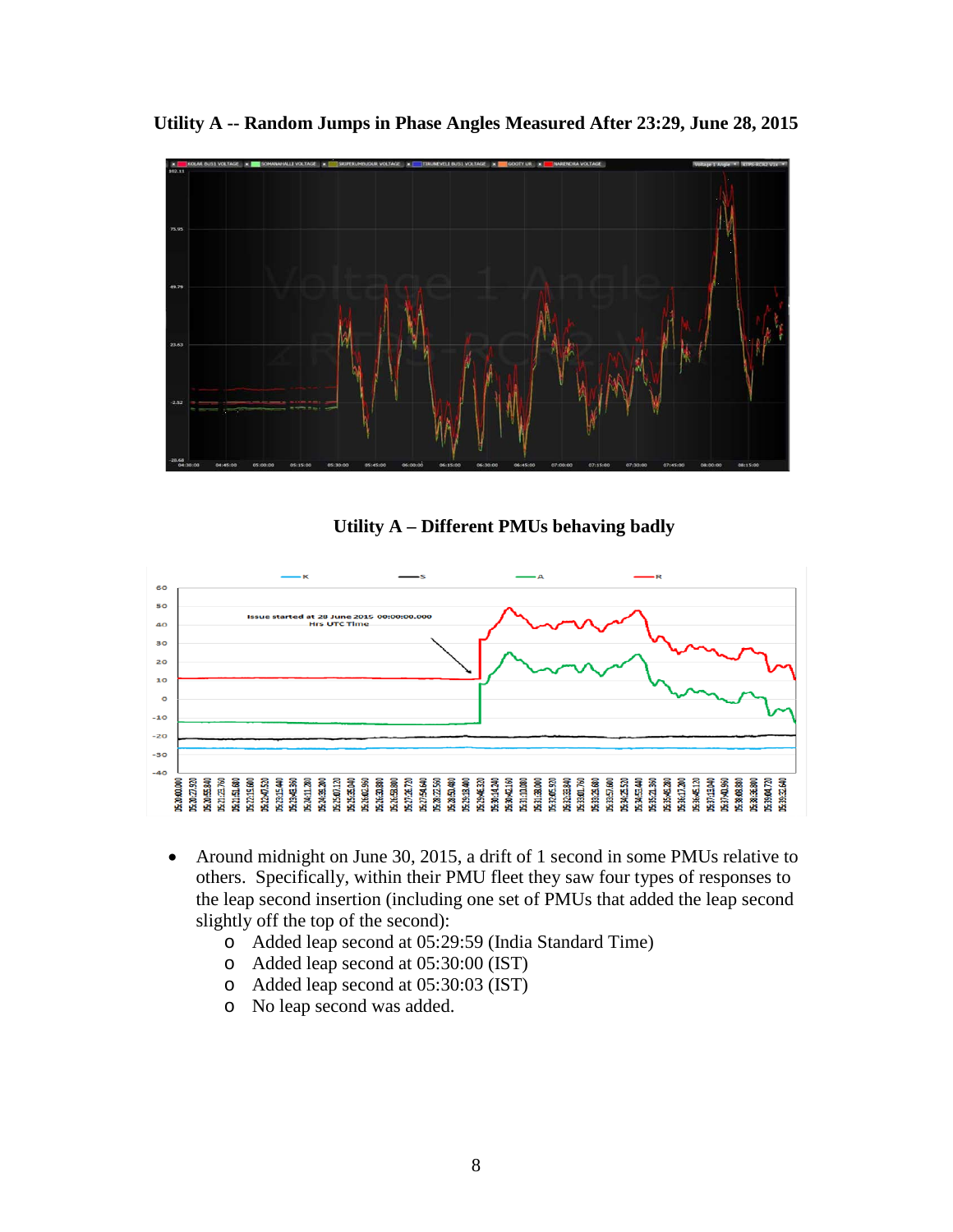**Utility A -- Random Jumps in Phase Angles Measured After 23:29, June 28, 2015**

**Utility A – Different PMUs behaving badly**

- Around midnight on June 30, 2015, a drift of 1 second in some PMUs relative to others. Specifically, within their PMU fleet they saw four types of responses to the leap second insertion (including one set of PMUs that added the leap second slightly off the top of the second):
  - Added leap second at 05:29:59 (India Standard Time)
  - Added leap second at 05:30:00 (IST)
  - Added leap second at 05:30:03 (IST)
  - No leap second was added.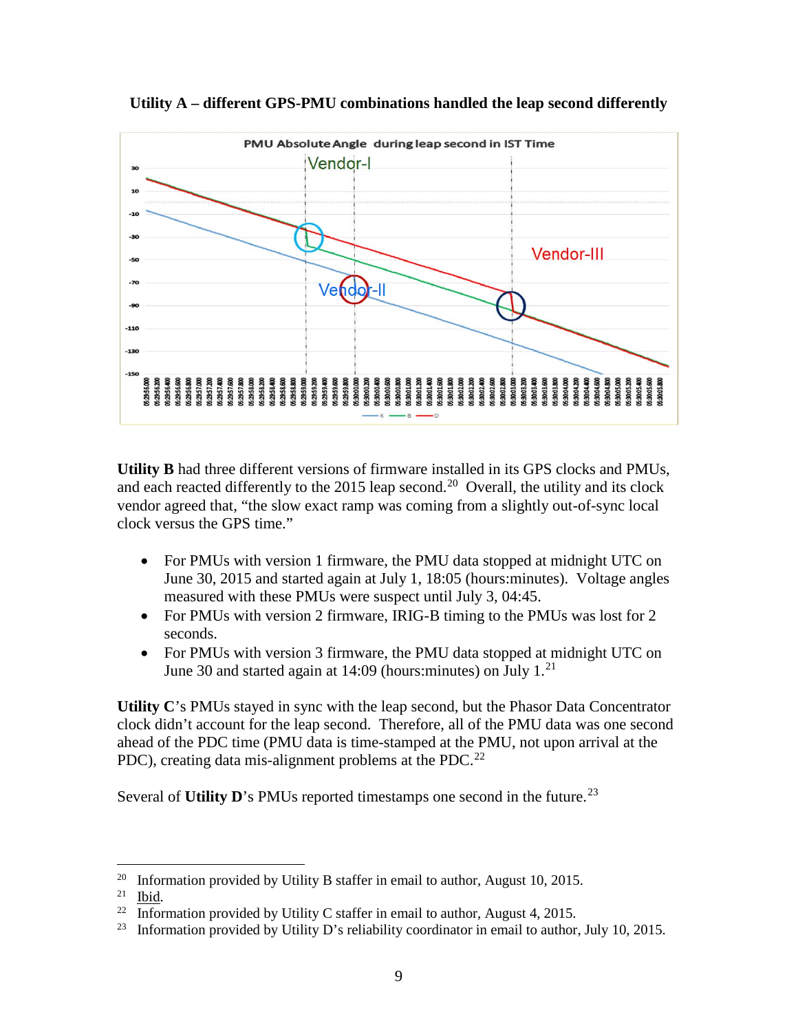**Utility A – different GPS-PMU combinations handled the leap second differently**

**Utility B** had three different versions of firmware installed in its GPS clocks and PMUs, and each reacted differently to the 2015 leap second.[20] Overall, the utility and its clock vendor agreed that, "the slow exact ramp was coming from a slightly out-of-sync local clock versus the GPS time."

- For PMUs with version 1 firmware, the PMU data stopped at midnight UTC on June 30, 2015 and started again at July 1, 18:05 (hours:minutes). Voltage angles measured with these PMUs were suspect until July 3, 04:45.
- For PMUs with version 2 firmware, IRIG-B timing to the PMUs was lost for 2 seconds.
- For PMUs with version 3 firmware, the PMU data stopped at midnight UTC on June 30 and started again at 14:09 (hours:minutes) on July 1.[21]

**Utility C**'s PMUs stayed in sync with the leap second, but the Phasor Data Concentrator clock didn't account for the leap second. Therefore, all of the PMU data was one second ahead of the PDC time (PMU data is time-stamped at the PMU, not upon arrival at the PDC), creating data mis-alignment problems at the PDC.[22]

Several of **Utility D**'s PMUs reported timestamps one second in the future.[23]

---

[20] Information provided by Utility B staffer in email to author, August 10, 2015.

[21] Ibid.

[22] Information provided by Utility C staffer in email to author, August 4, 2015.

[23] Information provided by Utility D's reliability coordinator in email to author, July 10, 2015.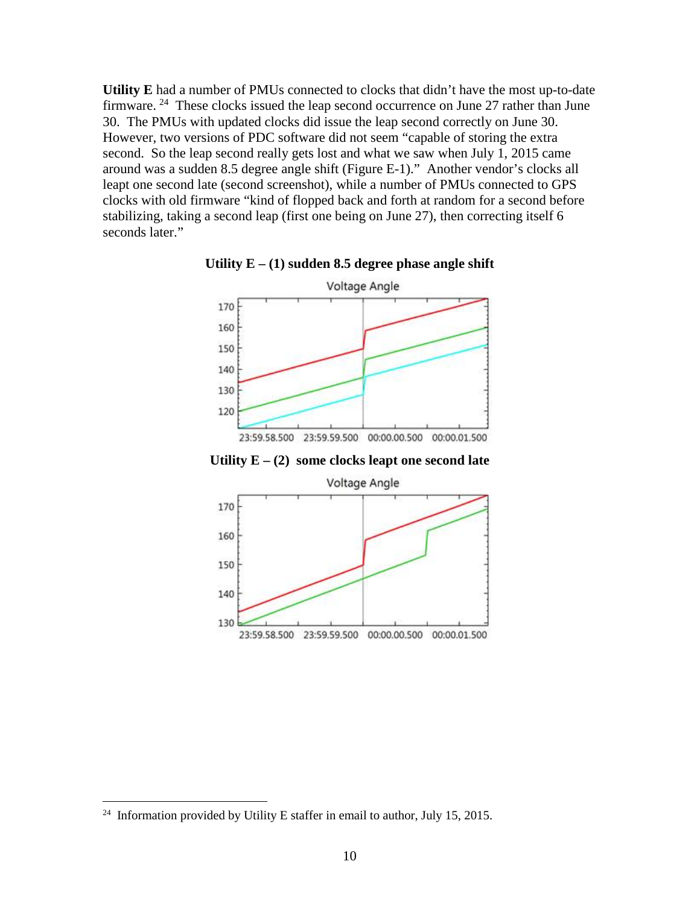**Utility E** had a number of PMUs connected to clocks that didn't have the most up-to-date firmware. [24] These clocks issued the leap second occurrence on June 27 rather than June 30. The PMUs with updated clocks did issue the leap second correctly on June 30. However, two versions of PDC software did not seem "capable of storing the extra second. So the leap second really gets lost and what we saw when July 1, 2015 came around was a sudden 8.5 degree angle shift (Figure E-1)." Another vendor's clocks all leapt one second late (second screenshot), while a number of PMUs connected to GPS clocks with old firmware "kind of flopped back and forth at random for a second before stabilizing, taking a second leap (first one being on June 27), then correcting itself 6 seconds later."

**Utility E – (1) sudden 8.5 degree phase angle shift**

**Utility E – (2) some clocks leapt one second late**

[24] Information provided by Utility E staffer in email to author, July 15, 2015.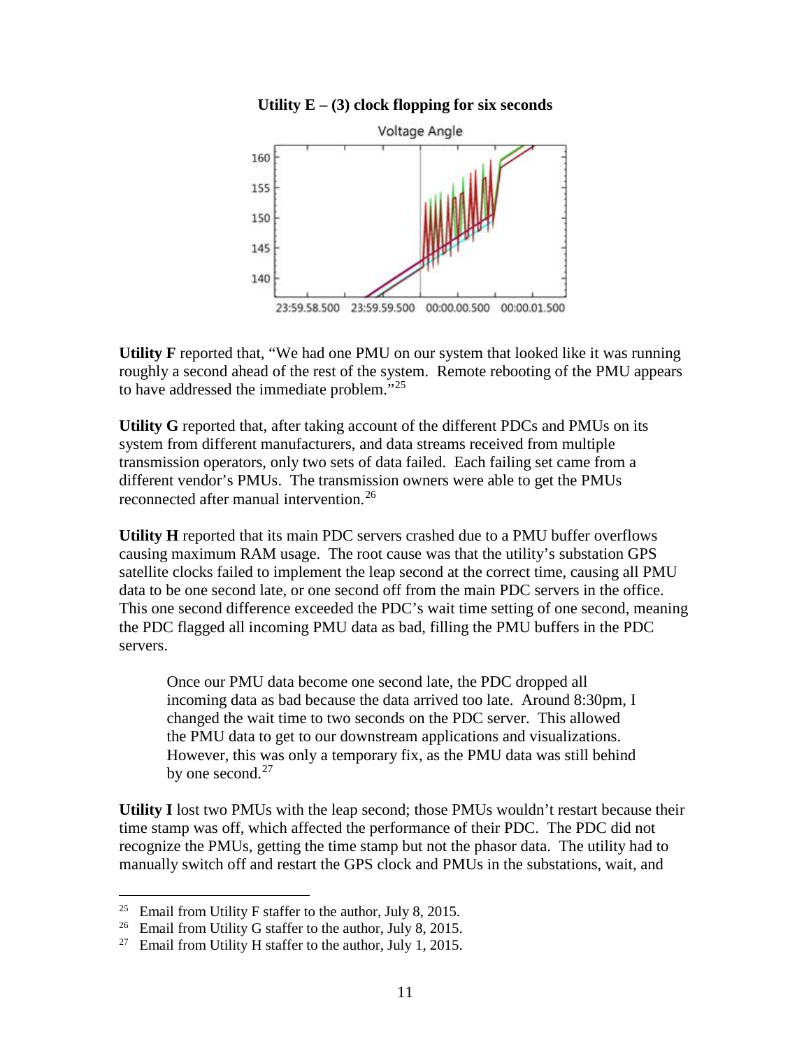**Utility E – (3) clock flopping for six seconds**

**Utility F** reported that, "We had one PMU on our system that looked like it was running roughly a second ahead of the rest of the system. Remote rebooting of the PMU appears to have addressed the immediate problem."[25]

**Utility G** reported that, after taking account of the different PDCs and PMUs on its system from different manufacturers, and data streams received from multiple transmission operators, only two sets of data failed. Each failing set came from a different vendor's PMUs. The transmission owners were able to get the PMUs reconnected after manual intervention.[26]

**Utility H** reported that its main PDC servers crashed due to a PMU buffer overflows causing maximum RAM usage. The root cause was that the utility's substation GPS satellite clocks failed to implement the leap second at the correct time, causing all PMU data to be one second late, or one second off from the main PDC servers in the office. This one second difference exceeded the PDC's wait time setting of one second, meaning the PDC flagged all incoming PMU data as bad, filling the PMU buffers in the PDC servers.

> Once our PMU data become one second late, the PDC dropped all incoming data as bad because the data arrived too late. Around 8:30pm, I changed the wait time to two seconds on the PDC server. This allowed the PMU data to get to our downstream applications and visualizations. However, this was only a temporary fix, as the PMU data was still behind by one second.[27]

**Utility I** lost two PMUs with the leap second; those PMUs wouldn't restart because their time stamp was off, which affected the performance of their PDC. The PDC did not recognize the PMUs, getting the time stamp but not the phasor data. The utility had to manually switch off and restart the GPS clock and PMUs in the substations, wait, and

---

[25] Email from Utility F staffer to the author, July 8, 2015.

[26] Email from Utility G staffer to the author, July 8, 2015.

[27] Email from Utility H staffer to the author, July 1, 2015.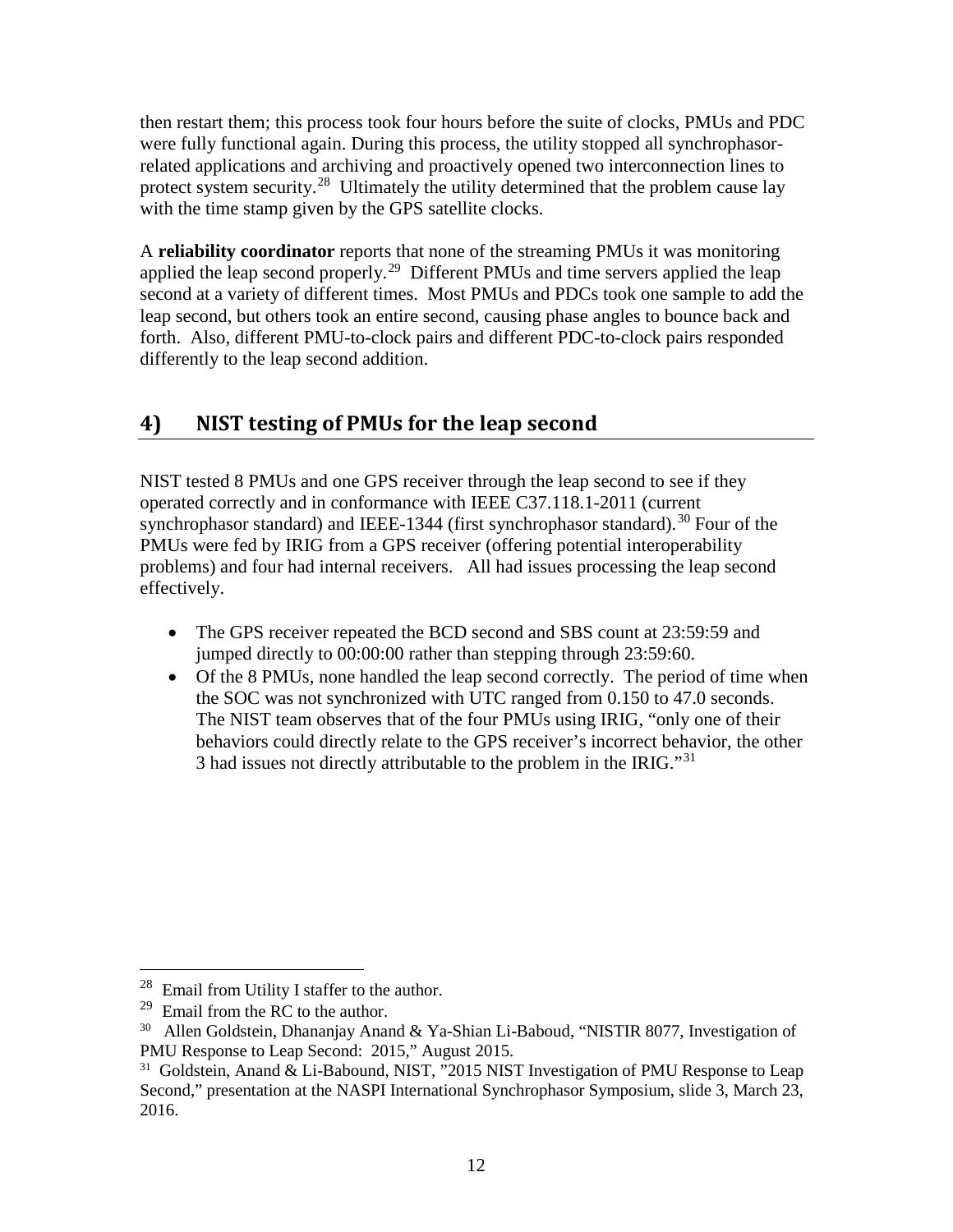then restart them; this process took four hours before the suite of clocks, PMUs and PDC were fully functional again. During this process, the utility stopped all synchrophasor-related applications and archiving and proactively opened two interconnection lines to protect system security.[28] Ultimately the utility determined that the problem cause lay with the time stamp given by the GPS satellite clocks.

A **reliability coordinator** reports that none of the streaming PMUs it was monitoring applied the leap second properly.[29] Different PMUs and time servers applied the leap second at a variety of different times. Most PMUs and PDCs took one sample to add the leap second, but others took an entire second, causing phase angles to bounce back and forth. Also, different PMU-to-clock pairs and different PDC-to-clock pairs responded differently to the leap second addition.

## 4) NIST testing of PMUs for the leap second

NIST tested 8 PMUs and one GPS receiver through the leap second to see if they operated correctly and in conformance with IEEE C37.118.1-2011 (current synchrophasor standard) and IEEE-1344 (first synchrophasor standard).[30] Four of the PMUs were fed by IRIG from a GPS receiver (offering potential interoperability problems) and four had internal receivers. All had issues processing the leap second effectively.

- The GPS receiver repeated the BCD second and SBS count at 23:59:59 and jumped directly to 00:00:00 rather than stepping through 23:59:60.
- Of the 8 PMUs, none handled the leap second correctly. The period of time when the SOC was not synchronized with UTC ranged from 0.150 to 47.0 seconds. The NIST team observes that of the four PMUs using IRIG, "only one of their behaviors could directly relate to the GPS receiver's incorrect behavior, the other 3 had issues not directly attributable to the problem in the IRIG."[31]

---

[28] Email from Utility I staffer to the author.

[29] Email from the RC to the author.

[30] Allen Goldstein, Dhananjay Anand & Ya-Shian Li-Baboud, "NISTIR 8077, Investigation of PMU Response to Leap Second: 2015," August 2015.

[31] Goldstein, Anand & Li-Babound, NIST, "2015 NIST Investigation of PMU Response to Leap Second," presentation at the NASPI International Synchrophasor Symposium, slide 3, March 23, 2016.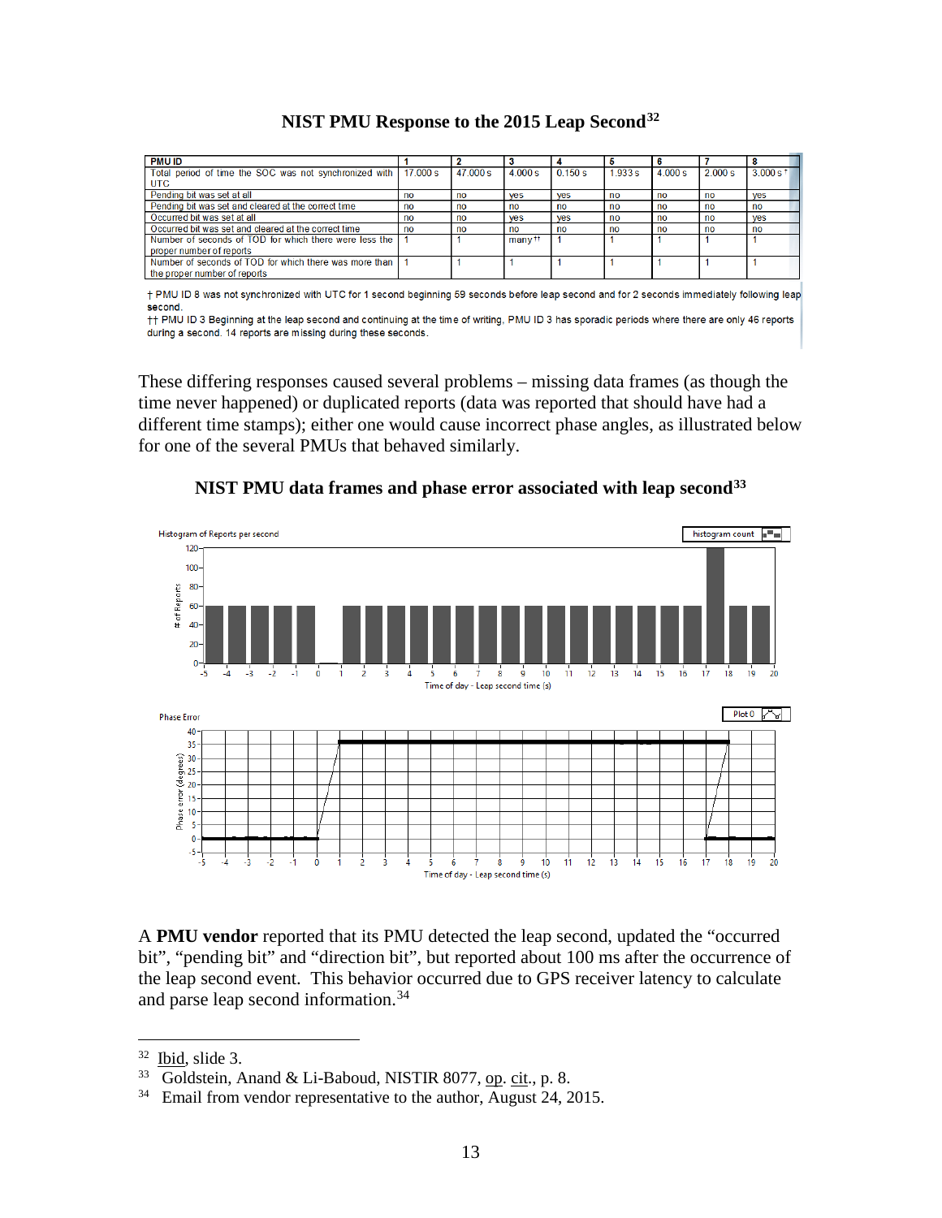**NIST PMU Response to the 2015 Leap Second**[32]

| PMU ID | 1 | 2 | 3 | 4 | 5 | 6 | 7 | 8 |
|---|---|---|---|---|---|---|---|---|
| Total period of time the SOC was not synchronized with UTC | 17.000 s | 47.000 s | 4.000 s | 0.150 s | 1.933 s | 4.000 s | 2.000 s | 3.000 s † |
| Pending bit was set at all | no | no | yes | yes | no | no | no | yes |
| Pending bit was set and cleared at the correct time | no | no | no | no | no | no | no | no |
| Occurred bit was set at all | no | no | yes | yes | no | no | no | yes |
| Occurred bit was set and cleared at the correct time | no | no | no | no | no | no | no | no |
| Number of seconds of TOD for which there were less the proper number of reports | 1 | 1 | many †† | 1 | 1 | 1 | 1 | 1 |
| Number of seconds of TOD for which there was more than the proper number of reports | 1 | 1 | 1 | 1 | 1 | 1 | 1 | 1 |

† PMU ID 8 was not synchronized with UTC for 1 second beginning 59 seconds before leap second and for 2 seconds immediately following leap second.

†† PMU ID 3 Beginning at the leap second and continuing at the time of writing, PMU ID 3 has sporadic periods where there are only 46 reports during a second. 14 reports are missing during these seconds.

These differing responses caused several problems – missing data frames (as though the time never happened) or duplicated reports (data was reported that should have had a different time stamps); either one would cause incorrect phase angles, as illustrated below for one of the several PMUs that behaved similarly.

**NIST PMU data frames and phase error associated with leap second**[33]

A **PMU vendor** reported that its PMU detected the leap second, updated the "occurred bit", "pending bit" and "direction bit", but reported about 100 ms after the occurrence of the leap second event. This behavior occurred due to GPS receiver latency to calculate and parse leap second information.[34]

---

[32] Ibid, slide 3.

[33] Goldstein, Anand & Li-Baboud, NISTIR 8077, op. cit., p. 8.

[34] Email from vendor representative to the author, August 24, 2015.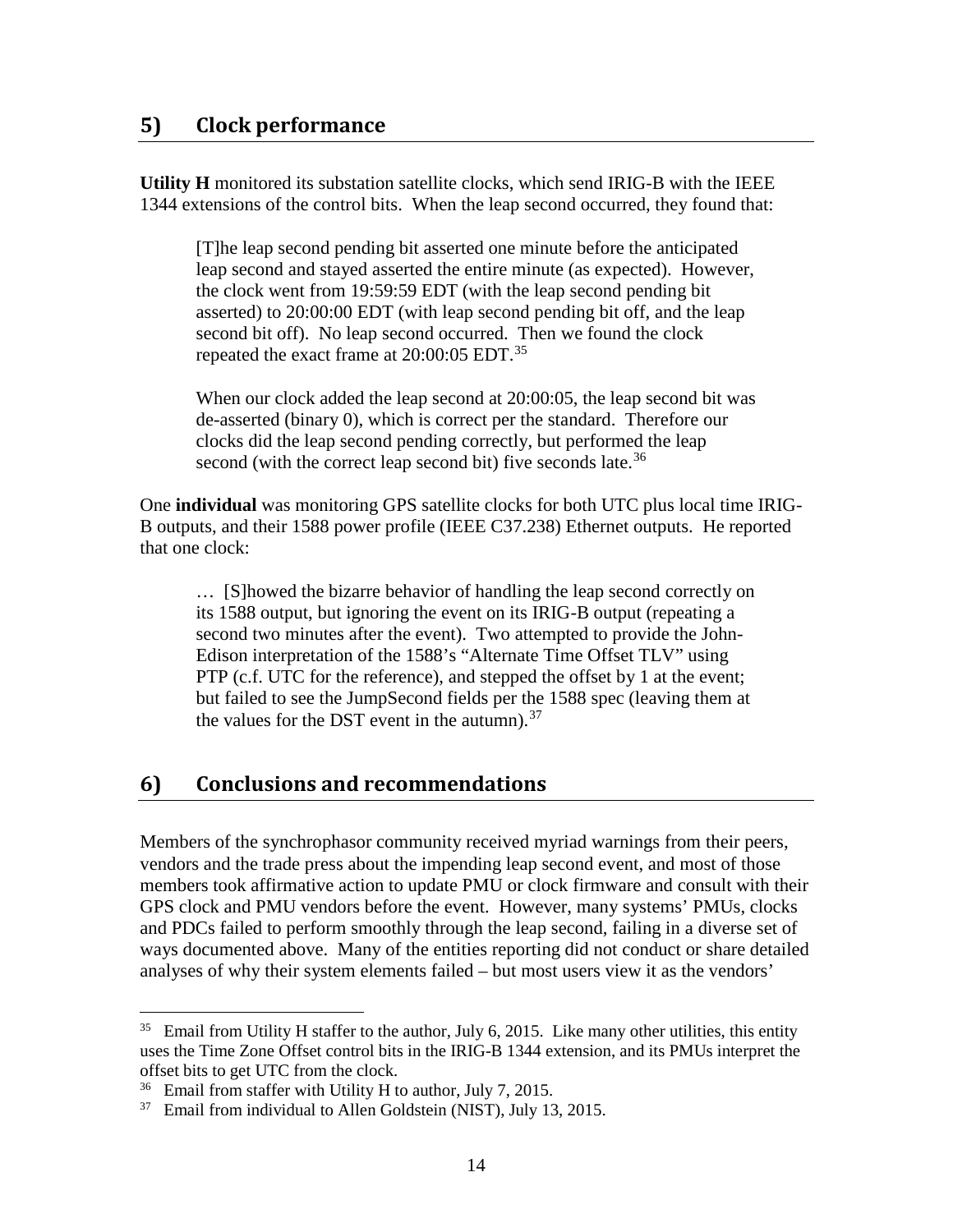## 5) Clock performance

**Utility H** monitored its substation satellite clocks, which send IRIG-B with the IEEE 1344 extensions of the control bits. When the leap second occurred, they found that:

> [T]he leap second pending bit asserted one minute before the anticipated leap second and stayed asserted the entire minute (as expected). However, the clock went from 19:59:59 EDT (with the leap second pending bit asserted) to 20:00:00 EDT (with leap second pending bit off, and the leap second bit off). No leap second occurred. Then we found the clock repeated the exact frame at 20:00:05 EDT.[35]
>
> When our clock added the leap second at 20:00:05, the leap second bit was de-asserted (binary 0), which is correct per the standard. Therefore our clocks did the leap second pending correctly, but performed the leap second (with the correct leap second bit) five seconds late.[36]

One **individual** was monitoring GPS satellite clocks for both UTC plus local time IRIG-B outputs, and their 1588 power profile (IEEE C37.238) Ethernet outputs. He reported that one clock:

> … [S]howed the bizarre behavior of handling the leap second correctly on its 1588 output, but ignoring the event on its IRIG-B output (repeating a second two minutes after the event). Two attempted to provide the John-Edison interpretation of the 1588's "Alternate Time Offset TLV" using PTP (c.f. UTC for the reference), and stepped the offset by 1 at the event; but failed to see the JumpSecond fields per the 1588 spec (leaving them at the values for the DST event in the autumn).[37]

## 6) Conclusions and recommendations

Members of the synchrophasor community received myriad warnings from their peers, vendors and the trade press about the impending leap second event, and most of those members took affirmative action to update PMU or clock firmware and consult with their GPS clock and PMU vendors before the event. However, many systems' PMUs, clocks and PDCs failed to perform smoothly through the leap second, failing in a diverse set of ways documented above. Many of the entities reporting did not conduct or share detailed analyses of why their system elements failed – but most users view it as the vendors'

---

[35] Email from Utility H staffer to the author, July 6, 2015. Like many other utilities, this entity uses the Time Zone Offset control bits in the IRIG-B 1344 extension, and its PMUs interpret the offset bits to get UTC from the clock.

[36] Email from staffer with Utility H to author, July 7, 2015.

[37] Email from individual to Allen Goldstein (NIST), July 13, 2015.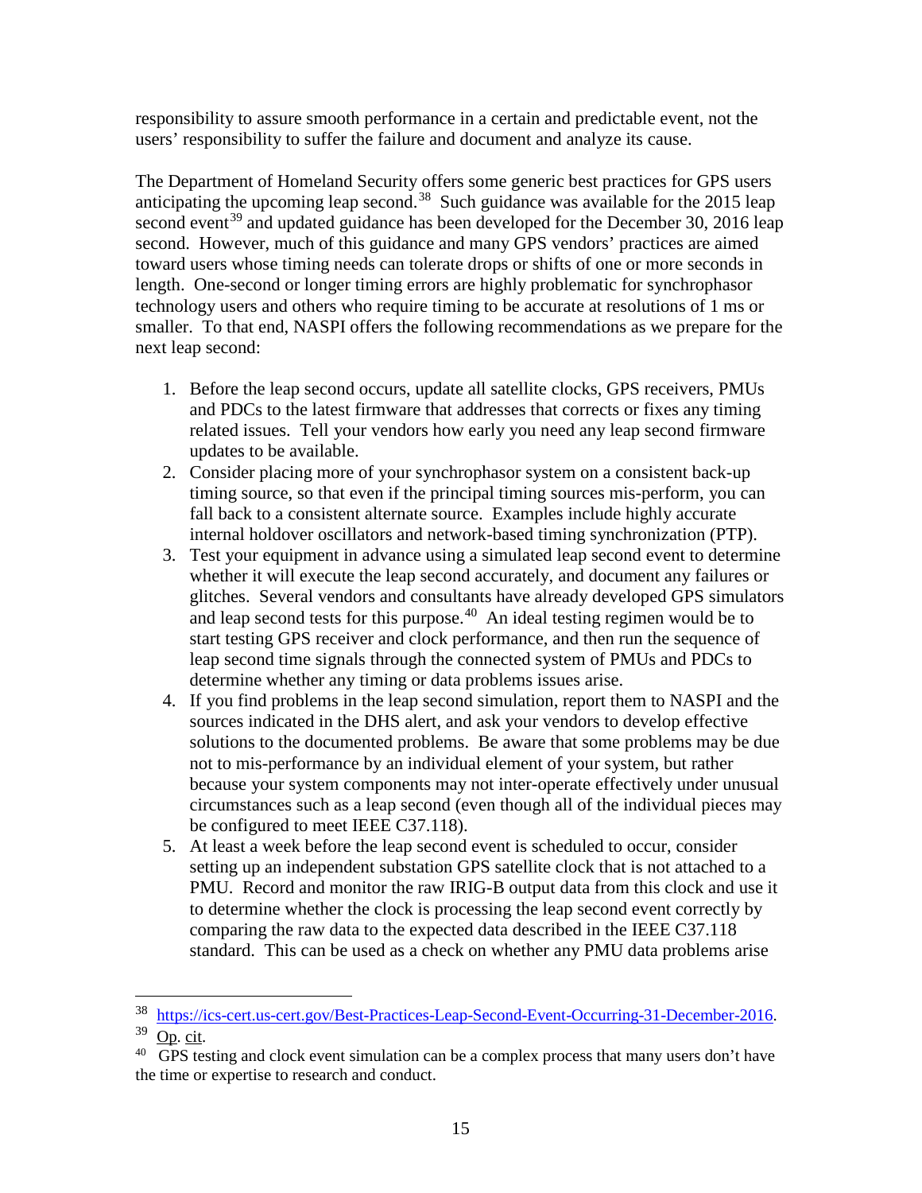responsibility to assure smooth performance in a certain and predictable event, not the users' responsibility to suffer the failure and document and analyze its cause.

The Department of Homeland Security offers some generic best practices for GPS users anticipating the upcoming leap second.[38] Such guidance was available for the 2015 leap second event[39] and updated guidance has been developed for the December 30, 2016 leap second. However, much of this guidance and many GPS vendors' practices are aimed toward users whose timing needs can tolerate drops or shifts of one or more seconds in length. One-second or longer timing errors are highly problematic for synchrophasor technology users and others who require timing to be accurate at resolutions of 1 ms or smaller. To that end, NASPI offers the following recommendations as we prepare for the next leap second:

1. Before the leap second occurs, update all satellite clocks, GPS receivers, PMUs and PDCs to the latest firmware that addresses that corrects or fixes any timing related issues. Tell your vendors how early you need any leap second firmware updates to be available.
2. Consider placing more of your synchrophasor system on a consistent back-up timing source, so that even if the principal timing sources mis-perform, you can fall back to a consistent alternate source. Examples include highly accurate internal holdover oscillators and network-based timing synchronization (PTP).
3. Test your equipment in advance using a simulated leap second event to determine whether it will execute the leap second accurately, and document any failures or glitches. Several vendors and consultants have already developed GPS simulators and leap second tests for this purpose.[40] An ideal testing regimen would be to start testing GPS receiver and clock performance, and then run the sequence of leap second time signals through the connected system of PMUs and PDCs to determine whether any timing or data problems issues arise.
4. If you find problems in the leap second simulation, report them to NASPI and the sources indicated in the DHS alert, and ask your vendors to develop effective solutions to the documented problems. Be aware that some problems may be due not to mis-performance by an individual element of your system, but rather because your system components may not inter-operate effectively under unusual circumstances such as a leap second (even though all of the individual pieces may be configured to meet IEEE C37.118).
5. At least a week before the leap second event is scheduled to occur, consider setting up an independent substation GPS satellite clock that is not attached to a PMU. Record and monitor the raw IRIG-B output data from this clock and use it to determine whether the clock is processing the leap second event correctly by comparing the raw data to the expected data described in the IEEE C37.118 standard. This can be used as a check on whether any PMU data problems arise

---

[38] https://ics-cert.us-cert.gov/Best-Practices-Leap-Second-Event-Occurring-31-December-2016.

[39] Op. cit.

[40] GPS testing and clock event simulation can be a complex process that many users don't have the time or expertise to research and conduct.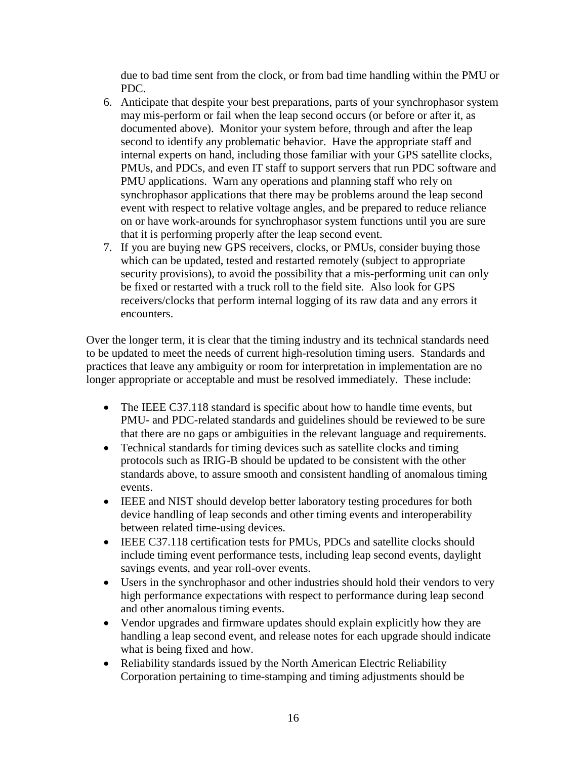due to bad time sent from the clock, or from bad time handling within the PMU or PDC.

6. Anticipate that despite your best preparations, parts of your synchrophasor system may mis-perform or fail when the leap second occurs (or before or after it, as documented above). Monitor your system before, through and after the leap second to identify any problematic behavior. Have the appropriate staff and internal experts on hand, including those familiar with your GPS satellite clocks, PMUs, and PDCs, and even IT staff to support servers that run PDC software and PMU applications. Warn any operations and planning staff who rely on synchrophasor applications that there may be problems around the leap second event with respect to relative voltage angles, and be prepared to reduce reliance on or have work-arounds for synchrophasor system functions until you are sure that it is performing properly after the leap second event.
7. If you are buying new GPS receivers, clocks, or PMUs, consider buying those which can be updated, tested and restarted remotely (subject to appropriate security provisions), to avoid the possibility that a mis-performing unit can only be fixed or restarted with a truck roll to the field site. Also look for GPS receivers/clocks that perform internal logging of its raw data and any errors it encounters.

Over the longer term, it is clear that the timing industry and its technical standards need to be updated to meet the needs of current high-resolution timing users. Standards and practices that leave any ambiguity or room for interpretation in implementation are no longer appropriate or acceptable and must be resolved immediately. These include:

- The IEEE C37.118 standard is specific about how to handle time events, but PMU- and PDC-related standards and guidelines should be reviewed to be sure that there are no gaps or ambiguities in the relevant language and requirements.
- Technical standards for timing devices such as satellite clocks and timing protocols such as IRIG-B should be updated to be consistent with the other standards above, to assure smooth and consistent handling of anomalous timing events.
- IEEE and NIST should develop better laboratory testing procedures for both device handling of leap seconds and other timing events and interoperability between related time-using devices.
- IEEE C37.118 certification tests for PMUs, PDCs and satellite clocks should include timing event performance tests, including leap second events, daylight savings events, and year roll-over events.
- Users in the synchrophasor and other industries should hold their vendors to very high performance expectations with respect to performance during leap second and other anomalous timing events.
- Vendor upgrades and firmware updates should explain explicitly how they are handling a leap second event, and release notes for each upgrade should indicate what is being fixed and how.
- Reliability standards issued by the North American Electric Reliability Corporation pertaining to time-stamping and timing adjustments should be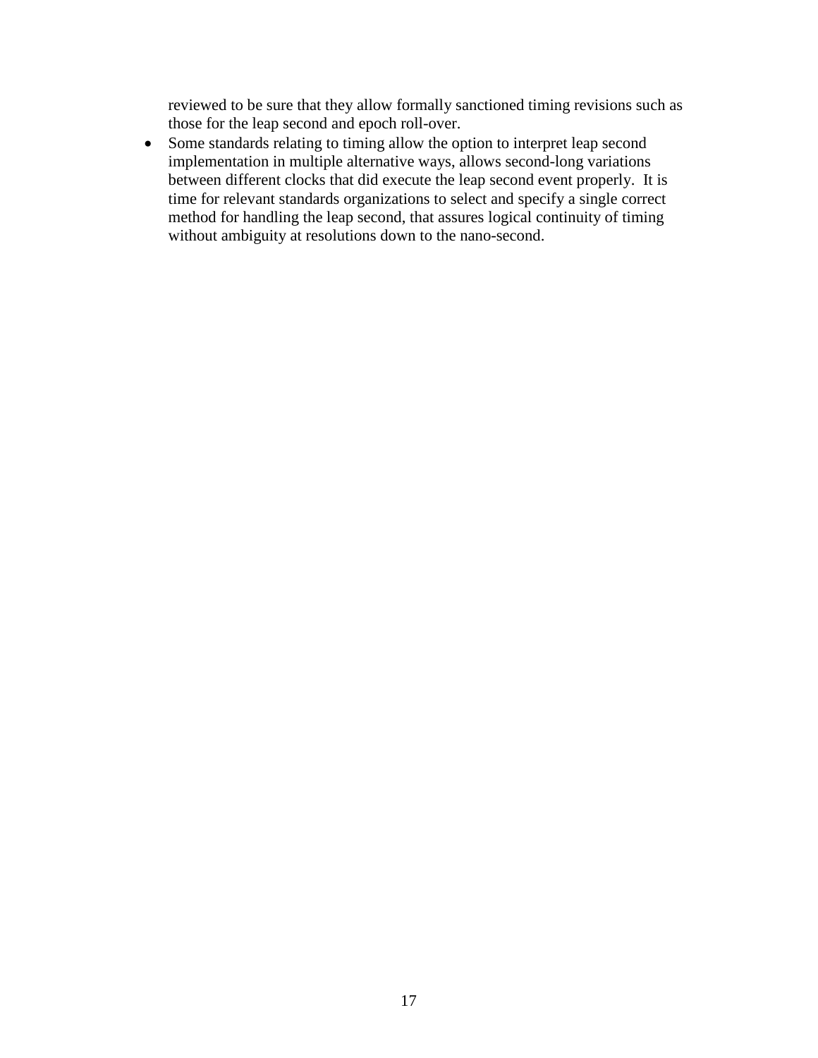reviewed to be sure that they allow formally sanctioned timing revisions such as those for the leap second and epoch roll-over.

- Some standards relating to timing allow the option to interpret leap second implementation in multiple alternative ways, allows second-long variations between different clocks that did execute the leap second event properly. It is time for relevant standards organizations to select and specify a single correct method for handling the leap second, that assures logical continuity of timing without ambiguity at resolutions down to the nano-second.